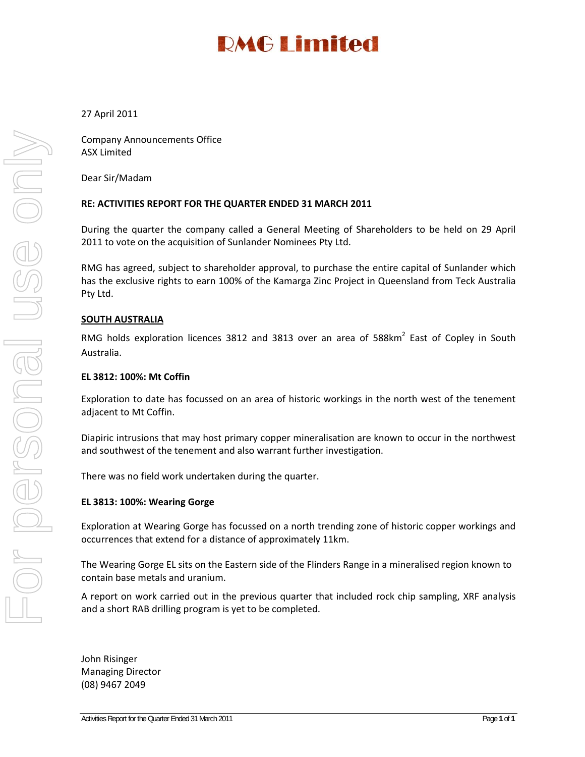# RMG Limited

27 April 2011

Company Announcements Office
ASX Limited

Dear Sir/Madam

**RE: ACTIVITIES REPORT FOR THE QUARTER ENDED 31 MARCH 2011**

During the quarter the company called a General Meeting of Shareholders to be held on 29 April 2011 to vote on the acquisition of Sunlander Nominees Pty Ltd.

RMG has agreed, subject to shareholder approval, to purchase the entire capital of Sunlander which has the exclusive rights to earn 100% of the Kamarga Zinc Project in Queensland from Teck Australia Pty Ltd.

## SOUTH AUSTRALIA

RMG holds exploration licences 3812 and 3813 over an area of 588km$^2$ East of Copley in South Australia.

### EL 3812: 100%: Mt Coffin

Exploration to date has focussed on an area of historic workings in the north west of the tenement adjacent to Mt Coffin.

Diapiric intrusions that may host primary copper mineralisation are known to occur in the northwest and southwest of the tenement and also warrant further investigation.

There was no field work undertaken during the quarter.

### EL 3813: 100%: Wearing Gorge

Exploration at Wearing Gorge has focussed on a north trending zone of historic copper workings and occurrences that extend for a distance of approximately 11km.

The Wearing Gorge EL sits on the Eastern side of the Flinders Range in a mineralised region known to contain base metals and uranium.

A report on work carried out in the previous quarter that included rock chip sampling, XRF analysis and a short RAB drilling program is yet to be completed.

John Risinger
Managing Director
(08) 9467 2049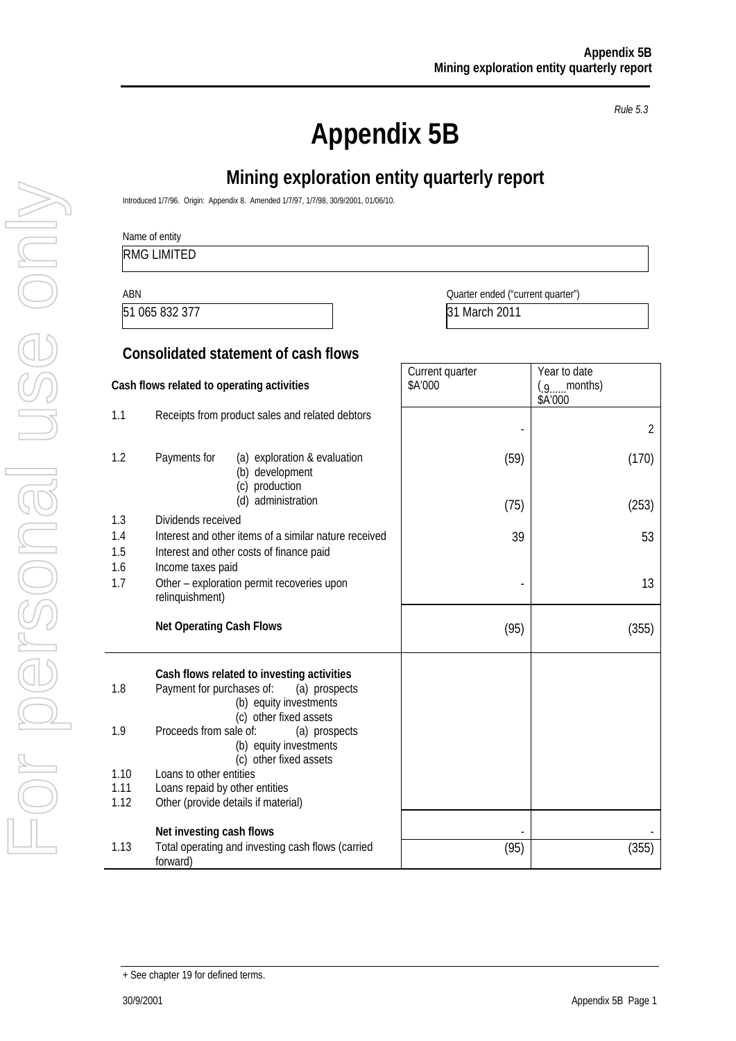*Rule 5.3*

# Appendix 5B

## Mining exploration entity quarterly report

Introduced 1/7/96. Origin: Appendix 8. Amended 1/7/97, 1/7/98, 30/9/2001, 01/06/10.

Name of entity

RMG LIMITED

| ABN | Quarter ended ("current quarter") |
|---|---|
| 51 065 832 377 | 31 March 2011 |

### Consolidated statement of cash flows

| | **Cash flows related to operating activities** | Current quarter $A'000 | Year to date (.9..... months) $A'000 |
|---|---|---|---|
| 1.1 | Receipts from product sales and related debtors | - | 2 |
| 1.2 | Payments for (a) exploration & evaluation | (59) | (170) |
| | (b) development | | |
| | (c) production | | |
| | (d) administration | (75) | (253) |
| 1.3 | Dividends received | | |
| 1.4 | Interest and other items of a similar nature received | 39 | 53 |
| 1.5 | Interest and other costs of finance paid | | |
| 1.6 | Income taxes paid | | |
| 1.7 | Other – exploration permit recoveries upon relinquishment) | - | 13 |
| | **Net Operating Cash Flows** | (95) | (355) |
| | **Cash flows related to investing activities** | | |
| 1.8 | Payment for purchases of: (a) prospects | | |
| | (b) equity investments | | |
| | (c) other fixed assets | | |
| 1.9 | Proceeds from sale of: (a) prospects | | |
| | (b) equity investments | | |
| | (c) other fixed assets | | |
| 1.10 | Loans to other entities | | |
| 1.11 | Loans repaid by other entities | | |
| 1.12 | Other (provide details if material) | | |
| | **Net investing cash flows** | - | - |
| 1.13 | Total operating and investing cash flows (carried forward) | (95) | (355) |

+ See chapter 19 for defined terms.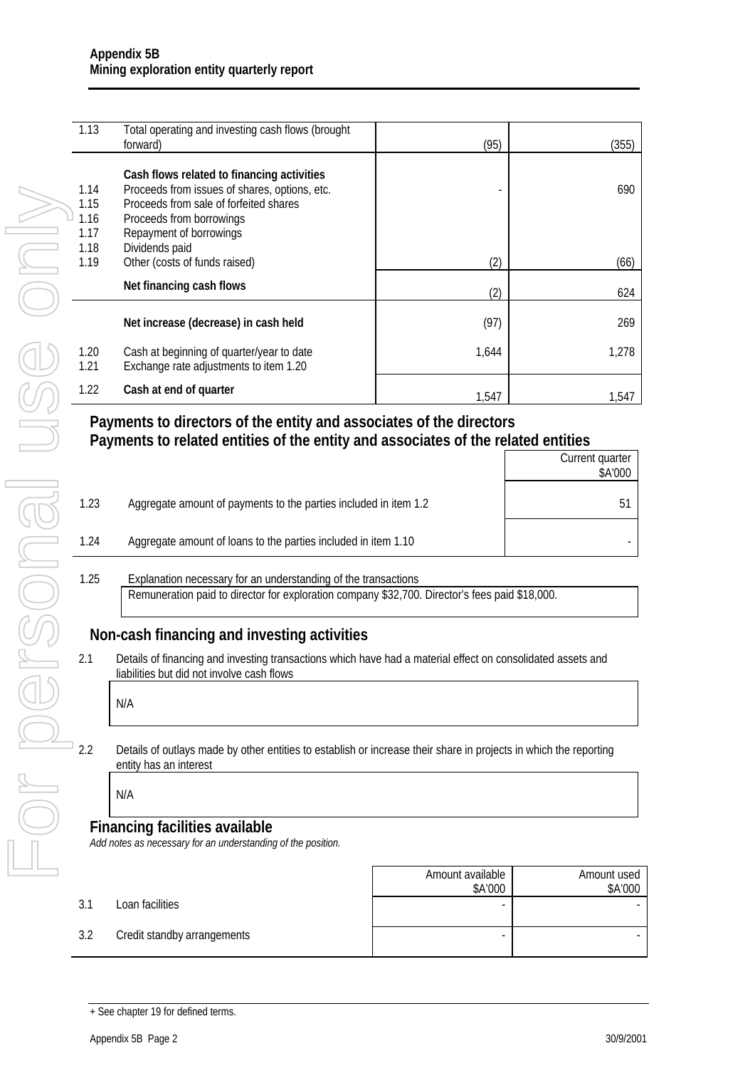| | | | |
|---|---|---|---|
| 1.13 | Total operating and investing cash flows (brought forward) | (95) | (355) |
| | **Cash flows related to financing activities** | | |
| 1.14 | Proceeds from issues of shares, options, etc. | - | 690 |
| 1.15 | Proceeds from sale of forfeited shares | | |
| 1.16 | Proceeds from borrowings | | |
| 1.17 | Repayment of borrowings | | |
| 1.18 | Dividends paid | | |
| 1.19 | Other (costs of funds raised) | (2) | (66) |
| | **Net financing cash flows** | (2) | 624 |
| | **Net increase (decrease) in cash held** | (97) | 269 |
| 1.20 | Cash at beginning of quarter/year to date | 1,644 | 1,278 |
| 1.21 | Exchange rate adjustments to item 1.20 | | |
| 1.22 | **Cash at end of quarter** | 1,547 | 1,547 |

## Payments to directors of the entity and associates of the directors
## Payments to related entities of the entity and associates of the related entities

| | | Current quarter $A'000 |
|---|---|---|
| 1.23 | Aggregate amount of payments to the parties included in item 1.2 | 51 |
| 1.24 | Aggregate amount of loans to the parties included in item 1.10 | - |

1.25 Explanation necessary for an understanding of the transactions

Remuneration paid to director for exploration company $32,700. Director's fees paid $18,000.

## Non-cash financing and investing activities

2.1 Details of financing and investing transactions which have had a material effect on consolidated assets and liabilities but did not involve cash flows

N/A

2.2 Details of outlays made by other entities to establish or increase their share in projects in which the reporting entity has an interest

N/A

## Financing facilities available

*Add notes as necessary for an understanding of the position.*

| | | Amount available $A'000 | Amount used $A'000 |
|---|---|---|---|
| 3.1 | Loan facilities | - | - |
| 3.2 | Credit standby arrangements | - | - |

+ See chapter 19 for defined terms.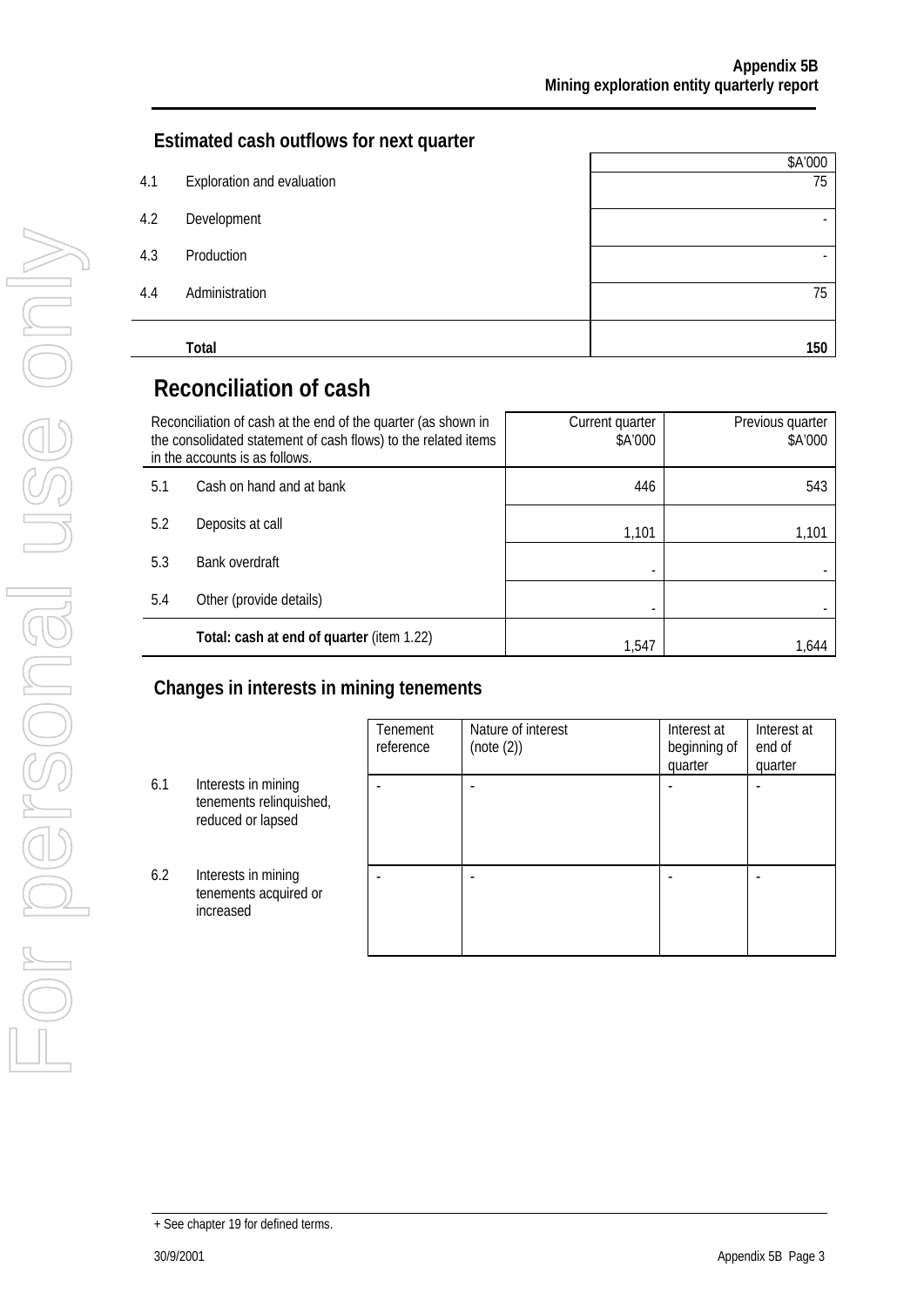## Estimated cash outflows for next quarter

| | | $A'000 |
|---|---|---|
| 4.1 | Exploration and evaluation | 75 |
| 4.2 | Development | - |
| 4.3 | Production | - |
| 4.4 | Administration | 75 |
| | **Total** | **150** |

# Reconciliation of cash

| Reconciliation of cash at the end of the quarter (as shown in the consolidated statement of cash flows) to the related items in the accounts is as follows. | | Current quarter $A'000 | Previous quarter $A'000 |
|---|---|---|---|
| 5.1 | Cash on hand and at bank | 446 | 543 |
| 5.2 | Deposits at call | 1,101 | 1,101 |
| 5.3 | Bank overdraft | - | - |
| 5.4 | Other (provide details) | - | - |
| | **Total: cash at end of quarter** (item 1.22) | 1,547 | 1,644 |

## Changes in interests in mining tenements

| | | Tenement reference | Nature of interest (note (2)) | Interest at beginning of quarter | Interest at end of quarter |
|---|---|---|---|---|---|
| 6.1 | Interests in mining tenements relinquished, reduced or lapsed | - | - | - | - |
| 6.2 | Interests in mining tenements acquired or increased | - | - | - | - |

+ See chapter 19 for defined terms.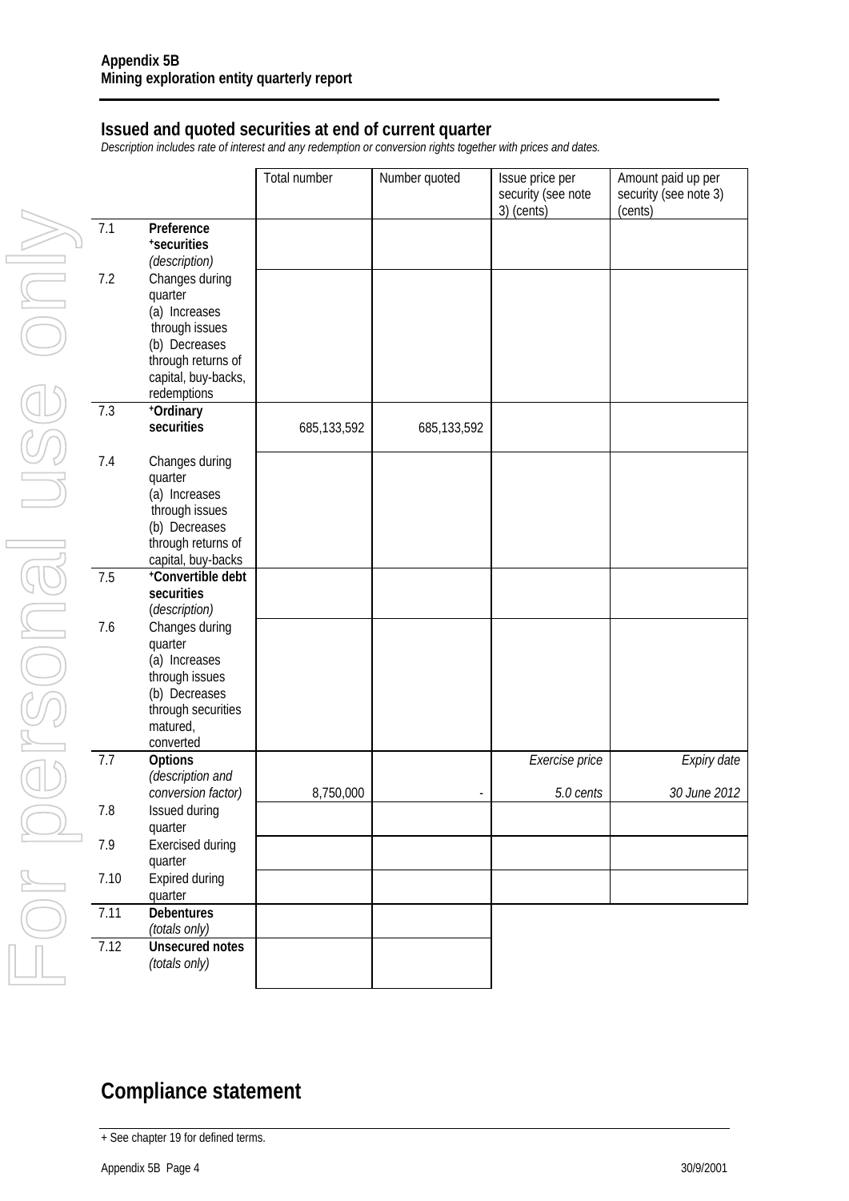## Issued and quoted securities at end of current quarter

*Description includes rate of interest and any redemption or conversion rights together with prices and dates.*

| | | Total number | Number quoted | Issue price per security (see note 3) (cents) | Amount paid up per security (see note 3) (cents) |
|---|---|---|---|---|---|
| 7.1 | **Preference +securities** *(description)* | | | | |
| 7.2 | Changes during quarter (a) Increases through issues (b) Decreases through returns of capital, buy-backs, redemptions | | | | |
| 7.3 | **+Ordinary securities** | 685,133,592 | 685,133,592 | | |
| 7.4 | Changes during quarter (a) Increases through issues (b) Decreases through returns of capital, buy-backs | | | | |
| 7.5 | **+Convertible debt securities** *(description)* | | | | |
| 7.6 | Changes during quarter (a) Increases through issues (b) Decreases through securities matured, converted | | | | |
| 7.7 | **Options** *(description and conversion factor)* | 8,750,000 | - | *Exercise price* *5.0 cents* | *Expiry date* *30 June 2012* |
| 7.8 | Issued during quarter | | | | |
| 7.9 | Exercised during quarter | | | | |
| 7.10 | Expired during quarter | | | | |
| 7.11 | **Debentures** *(totals only)* | | | | |
| 7.12 | **Unsecured notes** *(totals only)* | | | | |

## Compliance statement

+ See chapter 19 for defined terms.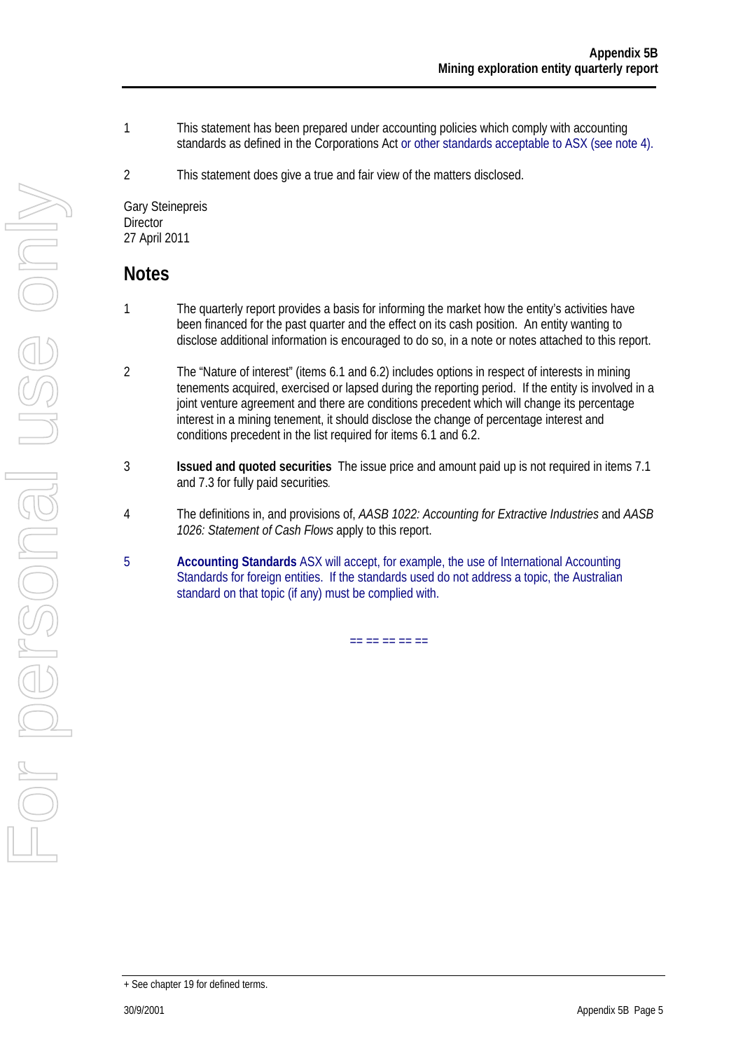1 This statement has been prepared under accounting policies which comply with accounting standards as defined in the Corporations Act or other standards acceptable to ASX (see note 4).

2 This statement does give a true and fair view of the matters disclosed.

Gary Steinepreis
Director
27 April 2011

## Notes

1 The quarterly report provides a basis for informing the market how the entity's activities have been financed for the past quarter and the effect on its cash position. An entity wanting to disclose additional information is encouraged to do so, in a note or notes attached to this report.

2 The "Nature of interest" (items 6.1 and 6.2) includes options in respect of interests in mining tenements acquired, exercised or lapsed during the reporting period. If the entity is involved in a joint venture agreement and there are conditions precedent which will change its percentage interest in a mining tenement, it should disclose the change of percentage interest and conditions precedent in the list required for items 6.1 and 6.2.

3 **Issued and quoted securities** The issue price and amount paid up is not required in items 7.1 and 7.3 for fully paid securities.

4 The definitions in, and provisions of, *AASB 1022: Accounting for Extractive Industries* and *AASB 1026: Statement of Cash Flows* apply to this report.

5 **Accounting Standards** ASX will accept, for example, the use of International Accounting Standards for foreign entities. If the standards used do not address a topic, the Australian standard on that topic (if any) must be complied with.

== == == == ==

+ See chapter 19 for defined terms.